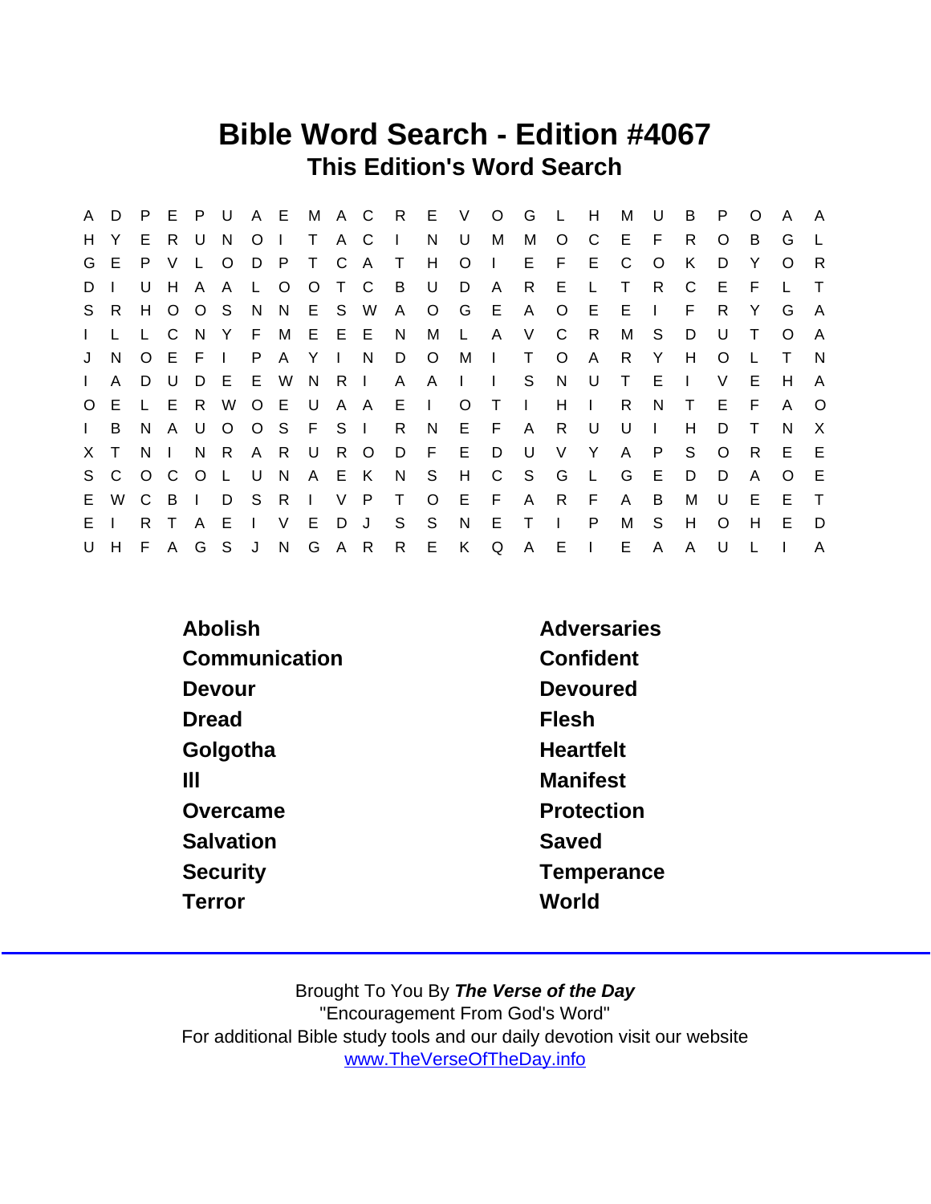# Bible Word Search - Edition #4067

## This Edition's Word Search

```
A D P E P U A E M A C R E V O G L H M U B P O A A
H Y E R U N O I T A C I N U M M O C E F R O B G L
G E P V L O D P T C A T H O I E F E C O K D Y O R
D I U H A A L O O T C B U D A R E L T R C E F L T
S R H O O S N N E S W A O G E A O E E I F R Y G A
I L L C N Y F M E E E N M L A V C R M S D U T O A
J N O E F I P A Y I N D O M I T O A R Y H O L T N
I A D U D E E W N R I A A I I S N U T E I V E H A
O E L E R W O E U A A E I O T I H I R N T E F A O
I B N A U O O S F S I R N E F A R U U I H D T N X
X T N I N R A R U R O D F E D U V Y A P S O R E E
S C O C O L U N A E K N S H C S G L G E D D A O E
E W C B I D S R I V P T O E F A R F A B M U E E T
E I R T A E I V E D J S S N E T I P M S H O H E D
U H F A G S J N G A R R E K Q A E I E A A U L I A
```

| | |
|---|---|
| Abolish | Adversaries |
| Communication | Confident |
| Devour | Devoured |
| Dread | Flesh |
| Golgotha | Heartfelt |
| Ill | Manifest |
| Overcame | Protection |
| Salvation | Saved |
| Security | Temperance |
| Terror | World |

Brought To You By ***The Verse of the Day***
"Encouragement From God's Word"
For additional Bible study tools and our daily devotion visit our website
www.TheVerseOfTheDay.info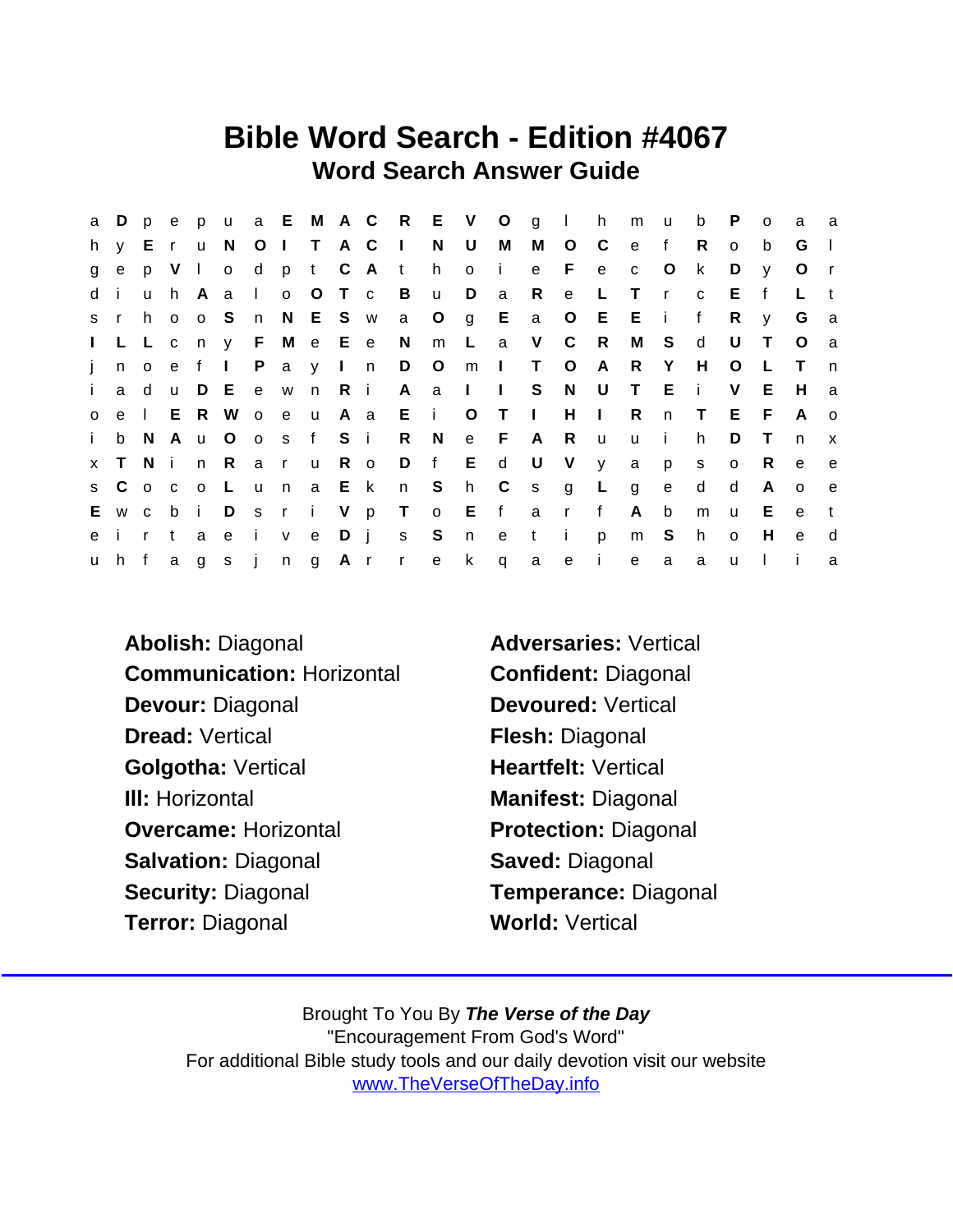# Bible Word Search - Edition #4067

## Word Search Answer Guide

```
a D p e p u a E M A C R E V O g l h m u b P o a a
h y E r u N O I T A C I N U M M O C e f R o b G l
g e p V l o d p t C A t h o i e F e c O k D y O r
d i u h A a l o O T c B u D a R e L T r c E f L t
s r h o o S n N E S w a O g E a O E E i f R y G a
I L L c n y F M e E e N m L a V C R M S d U T O a
j n o e f I P a y I n D O m I T O A R Y H O L T n
i a d u D E e w n R i A a I I S N U T E i V E H a
o e l E R W o e u A a E i O T I H I R n T E F A o
i b N A u O o s f S i R N e F A R u u i h D T n x
x T N i n R a r u R o D f E d U V y a p s o R e e
s C o c o L u n a E k n S h C s g L g e d d A o e
E w c b i D s r i V p T o E f a r f A b m u E e t
e i r t a e i v e D j s S n e t i p m S h o H e d
u h f a g s j n g A r r e k q a e i e a a u l i a
```

**Abolish:** Diagonal
**Adversaries:** Vertical
**Communication:** Horizontal
**Confident:** Diagonal
**Devour:** Diagonal
**Devoured:** Vertical
**Dread:** Vertical
**Flesh:** Diagonal
**Golgotha:** Vertical
**Heartfelt:** Vertical
**Ill:** Horizontal
**Manifest:** Diagonal
**Overcame:** Horizontal
**Protection:** Diagonal
**Salvation:** Diagonal
**Saved:** Diagonal
**Security:** Diagonal
**Temperance:** Diagonal
**Terror:** Diagonal
**World:** Vertical

Brought To You By ***The Verse of the Day***
"Encouragement From God's Word"
For additional Bible study tools and our daily devotion visit our website
www.TheVerseOfTheDay.info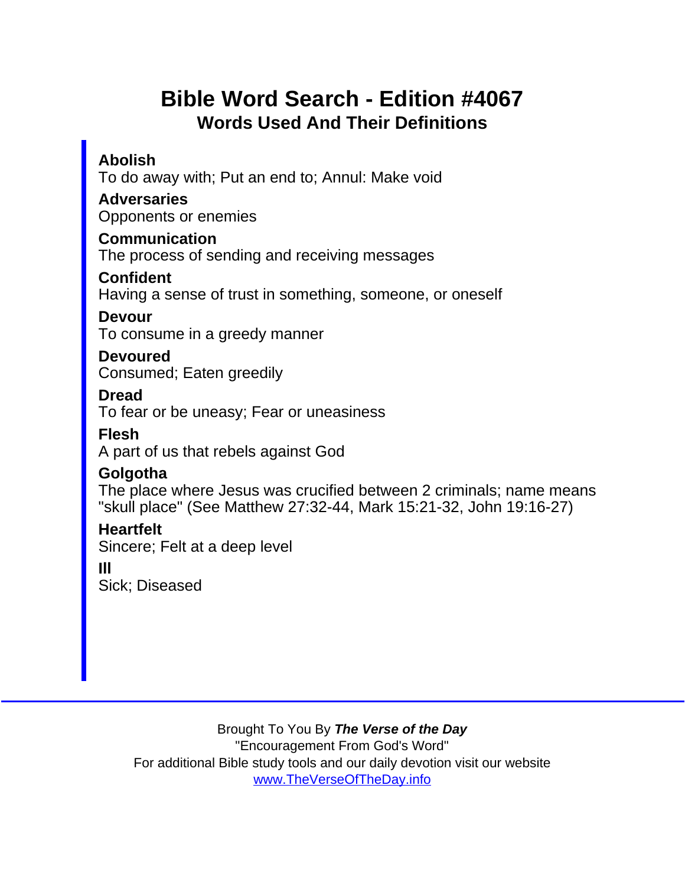# Bible Word Search - Edition #4067

## Words Used And Their Definitions

**Abolish**
To do away with; Put an end to; Annul: Make void

**Adversaries**
Opponents or enemies

**Communication**
The process of sending and receiving messages

**Confident**
Having a sense of trust in something, someone, or oneself

**Devour**
To consume in a greedy manner

**Devoured**
Consumed; Eaten greedily

**Dread**
To fear or be uneasy; Fear or uneasiness

**Flesh**
A part of us that rebels against God

**Golgotha**
The place where Jesus was crucified between 2 criminals; name means "skull place" (See Matthew 27:32-44, Mark 15:21-32, John 19:16-27)

**Heartfelt**
Sincere; Felt at a deep level

**Ill**
Sick; Diseased

---

Brought To You By ***The Verse of the Day***
"Encouragement From God's Word"
For additional Bible study tools and our daily devotion visit our website
www.TheVerseOfTheDay.info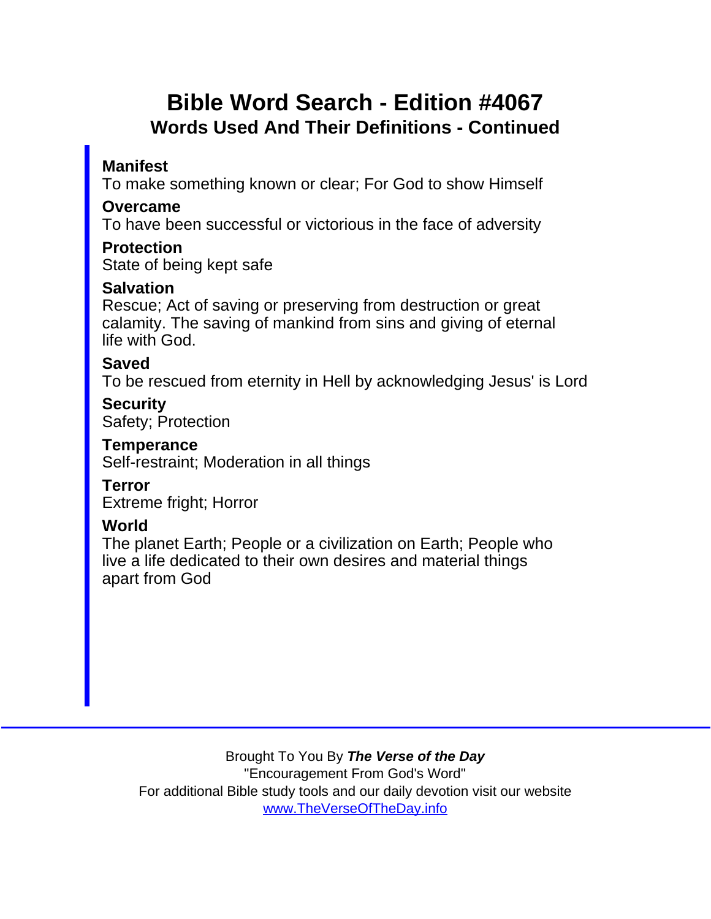# Bible Word Search - Edition #4067

## Words Used And Their Definitions - Continued

**Manifest**
To make something known or clear; For God to show Himself

**Overcame**
To have been successful or victorious in the face of adversity

**Protection**
State of being kept safe

**Salvation**
Rescue; Act of saving or preserving from destruction or great calamity. The saving of mankind from sins and giving of eternal life with God.

**Saved**
To be rescued from eternity in Hell by acknowledging Jesus' is Lord

**Security**
Safety; Protection

**Temperance**
Self-restraint; Moderation in all things

**Terror**
Extreme fright; Horror

**World**
The planet Earth; People or a civilization on Earth; People who live a life dedicated to their own desires and material things apart from God

---

Brought To You By ***The Verse of the Day***
"Encouragement From God's Word"
For additional Bible study tools and our daily devotion visit our website
[www.TheVerseOfTheDay.info](http://www.TheVerseOfTheDay.info)